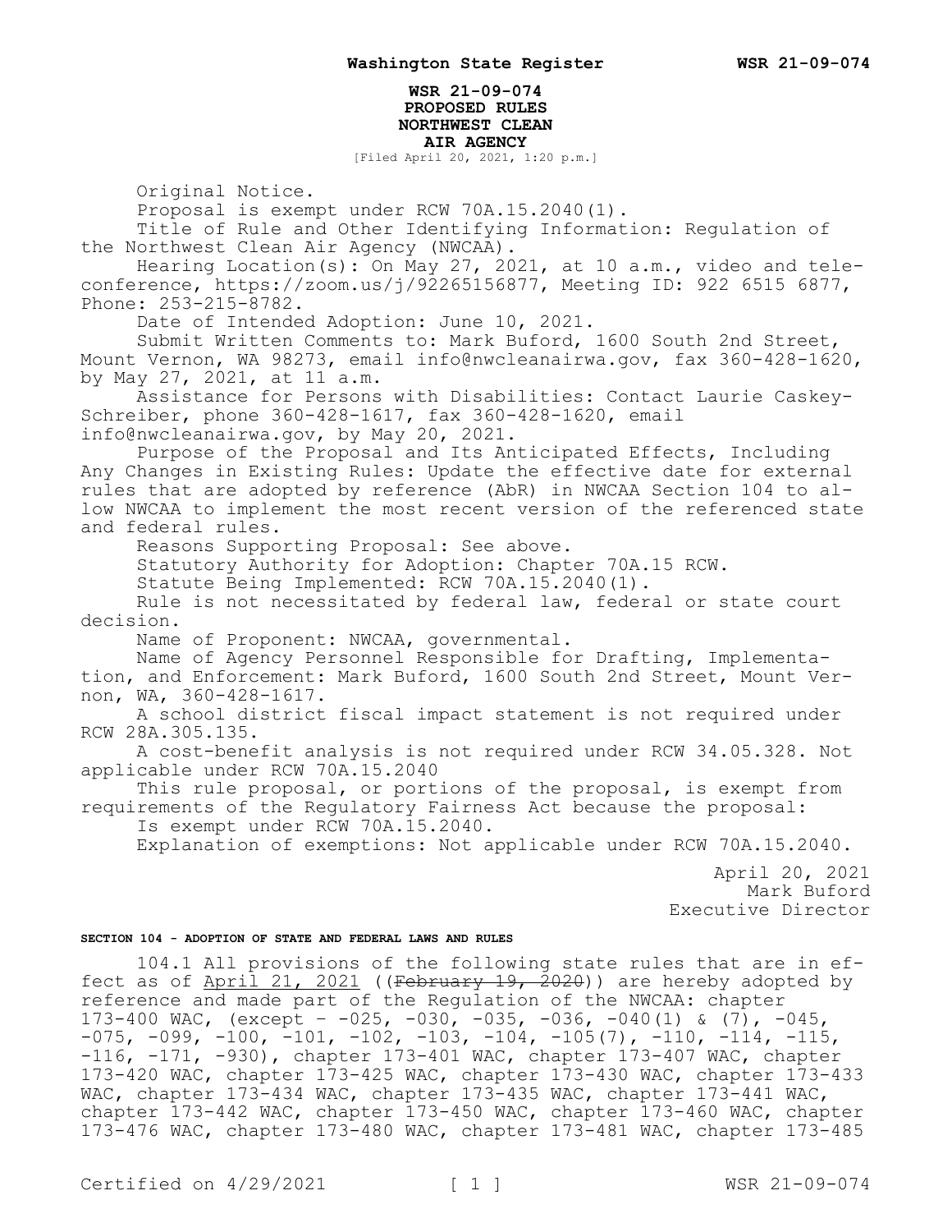**WSR 21-09-074**
**PROPOSED RULES**
**NORTHWEST CLEAN AIR AGENCY**
[Filed April 20, 2021, 1:20 p.m.]

Original Notice.

Proposal is exempt under RCW 70A.15.2040(1).

Title of Rule and Other Identifying Information: Regulation of the Northwest Clean Air Agency (NWCAA).

Hearing Location(s): On May 27, 2021, at 10 a.m., video and teleconference, https://zoom.us/j/92265156877, Meeting ID: 922 6515 6877, Phone: 253-215-8782.

Date of Intended Adoption: June 10, 2021.

Submit Written Comments to: Mark Buford, 1600 South 2nd Street, Mount Vernon, WA 98273, email info@nwcleanairwa.gov, fax 360-428-1620, by May 27, 2021, at 11 a.m.

Assistance for Persons with Disabilities: Contact Laurie Caskey-Schreiber, phone 360-428-1617, fax 360-428-1620, email info@nwcleanairwa.gov, by May 20, 2021.

Purpose of the Proposal and Its Anticipated Effects, Including Any Changes in Existing Rules: Update the effective date for external rules that are adopted by reference (AbR) in NWCAA Section 104 to allow NWCAA to implement the most recent version of the referenced state and federal rules.

Reasons Supporting Proposal: See above.

Statutory Authority for Adoption: Chapter 70A.15 RCW.

Statute Being Implemented: RCW 70A.15.2040(1).

Rule is not necessitated by federal law, federal or state court decision.

Name of Proponent: NWCAA, governmental.

Name of Agency Personnel Responsible for Drafting, Implementation, and Enforcement: Mark Buford, 1600 South 2nd Street, Mount Vernon, WA, 360-428-1617.

A school district fiscal impact statement is not required under RCW 28A.305.135.

A cost-benefit analysis is not required under RCW 34.05.328. Not applicable under RCW 70A.15.2040

This rule proposal, or portions of the proposal, is exempt from requirements of the Regulatory Fairness Act because the proposal:

Is exempt under RCW 70A.15.2040.

Explanation of exemptions: Not applicable under RCW 70A.15.2040.

April 20, 2021
Mark Buford
Executive Director

**SECTION 104 - ADOPTION OF STATE AND FEDERAL LAWS AND RULES**

104.1 All provisions of the following state rules that are in effect as of <u>April 21, 2021</u> ((~~February 19, 2020~~)) are hereby adopted by reference and made part of the Regulation of the NWCAA: chapter 173-400 WAC, (except – -025, -030, -035, -036, -040(1) & (7), -045, -075, -099, -100, -101, -102, -103, -104, -105(7), -110, -114, -115, -116, -171, -930), chapter 173-401 WAC, chapter 173-407 WAC, chapter 173-420 WAC, chapter 173-425 WAC, chapter 173-430 WAC, chapter 173-433 WAC, chapter 173-434 WAC, chapter 173-435 WAC, chapter 173-441 WAC, chapter 173-442 WAC, chapter 173-450 WAC, chapter 173-460 WAC, chapter 173-476 WAC, chapter 173-480 WAC, chapter 173-481 WAC, chapter 173-485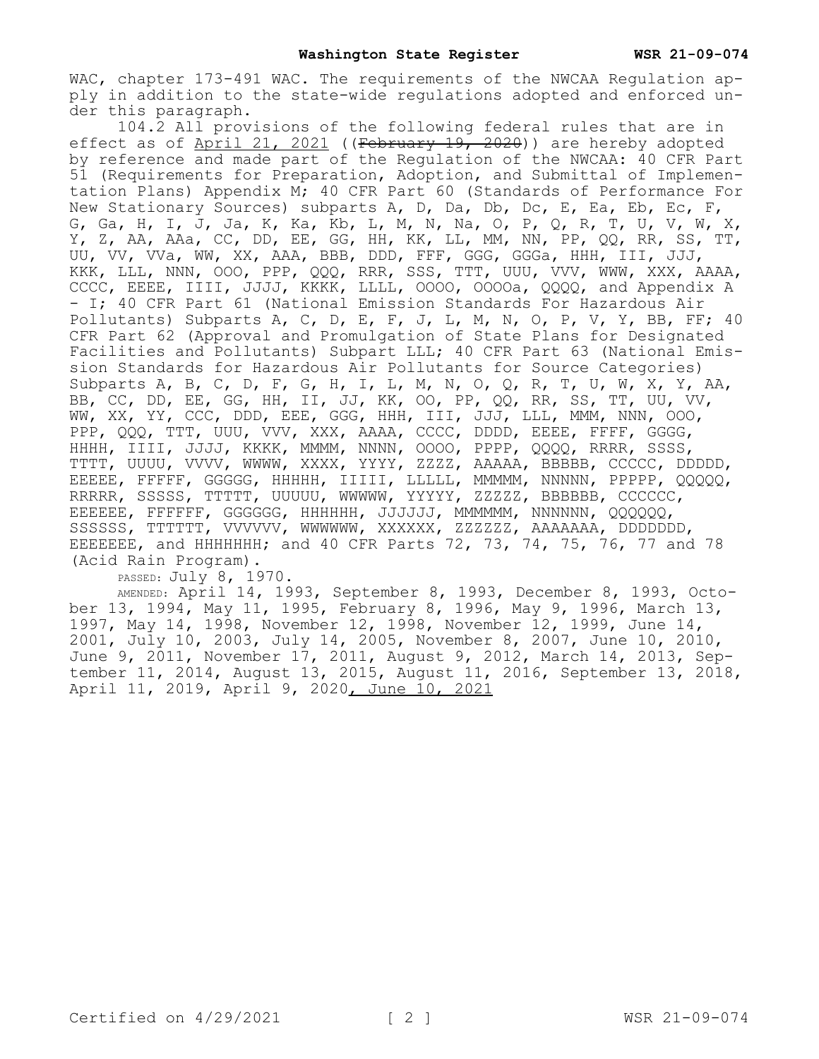WAC, chapter 173-491 WAC. The requirements of the NWCAA Regulation apply in addition to the state-wide regulations adopted and enforced under this paragraph.

104.2 All provisions of the following federal rules that are in effect as of <u>April 21, 2021</u> ((~~February 19, 2020~~)) are hereby adopted by reference and made part of the Regulation of the NWCAA: 40 CFR Part 51 (Requirements for Preparation, Adoption, and Submittal of Implementation Plans) Appendix M; 40 CFR Part 60 (Standards of Performance For New Stationary Sources) subparts A, D, Da, Db, Dc, E, Ea, Eb, Ec, F, G, Ga, H, I, J, Ja, K, Ka, Kb, L, M, N, Na, O, P, Q, R, T, U, V, W, X, Y, Z, AA, AAa, CC, DD, EE, GG, HH, KK, LL, MM, NN, PP, QQ, RR, SS, TT, UU, VV, VVa, WW, XX, AAA, BBB, DDD, FFF, GGG, GGGa, HHH, III, JJJ, KKK, LLL, NNN, OOO, PPP, QQQ, RRR, SSS, TTT, UUU, VVV, WWW, XXX, AAAA, CCCC, EEEE, IIII, JJJJ, KKKK, LLLL, OOOO, OOOOa, QQQQ, and Appendix A - I; 40 CFR Part 61 (National Emission Standards For Hazardous Air Pollutants) Subparts A, C, D, E, F, J, L, M, N, O, P, V, Y, BB, FF; 40 CFR Part 62 (Approval and Promulgation of State Plans for Designated Facilities and Pollutants) Subpart LLL; 40 CFR Part 63 (National Emission Standards for Hazardous Air Pollutants for Source Categories) Subparts A, B, C, D, F, G, H, I, L, M, N, O, Q, R, T, U, W, X, Y, AA, BB, CC, DD, EE, GG, HH, II, JJ, KK, OO, PP, QQ, RR, SS, TT, UU, VV, WW, XX, YY, CCC, DDD, EEE, GGG, HHH, III, JJJ, LLL, MMM, NNN, OOO, PPP, QQQ, TTT, UUU, VVV, XXX, AAAA, CCCC, DDDD, EEEE, FFFF, GGGG, HHHH, IIII, JJJJ, KKKK, MMMM, NNNN, OOOO, PPPP, QQQQ, RRRR, SSSS, TTTT, UUUU, VVVV, WWWW, XXXX, YYYY, ZZZZ, AAAAA, BBBBB, CCCCC, DDDDD, EEEEE, FFFFF, GGGGG, HHHHH, IIIII, LLLLL, MMMMM, NNNNN, PPPPP, QQQQQ, RRRRR, SSSSS, TTTTT, UUUUU, WWWWW, YYYYY, ZZZZZ, BBBBBB, CCCCCC, EEEEEE, FFFFFF, GGGGGG, HHHHHH, JJJJJJ, MMMMMM, NNNNNN, QQQQQQ, SSSSSS, TTTTTT, VVVVVV, WWWWWW, XXXXXX, ZZZZZZ, AAAAAAA, DDDDDDD, EEEEEEE, and HHHHHHH; and 40 CFR Parts 72, 73, 74, 75, 76, 77 and 78 (Acid Rain Program).

PASSED: July 8, 1970.

AMENDED: April 14, 1993, September 8, 1993, December 8, 1993, October 13, 1994, May 11, 1995, February 8, 1996, May 9, 1996, March 13, 1997, May 14, 1998, November 12, 1998, November 12, 1999, June 14, 2001, July 10, 2003, July 14, 2005, November 8, 2007, June 10, 2010, June 9, 2011, November 17, 2011, August 9, 2012, March 14, 2013, September 11, 2014, August 13, 2015, August 11, 2016, September 13, 2018, April 11, 2019, April 9, 2020<u>, June 10, 2021</u>